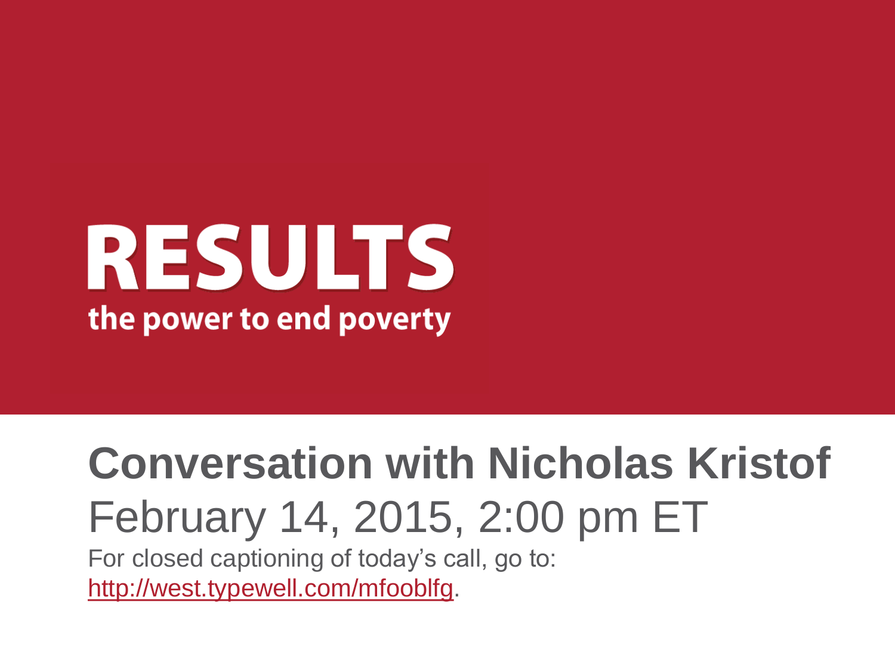# RESULTS

the power to end poverty

## Conversation with Nicholas Kristof

February 14, 2015, 2:00 pm ET

For closed captioning of today's call, go to: [http://west.typewell.com/mfooblfg](http://west.typewell.com/mfooblfg).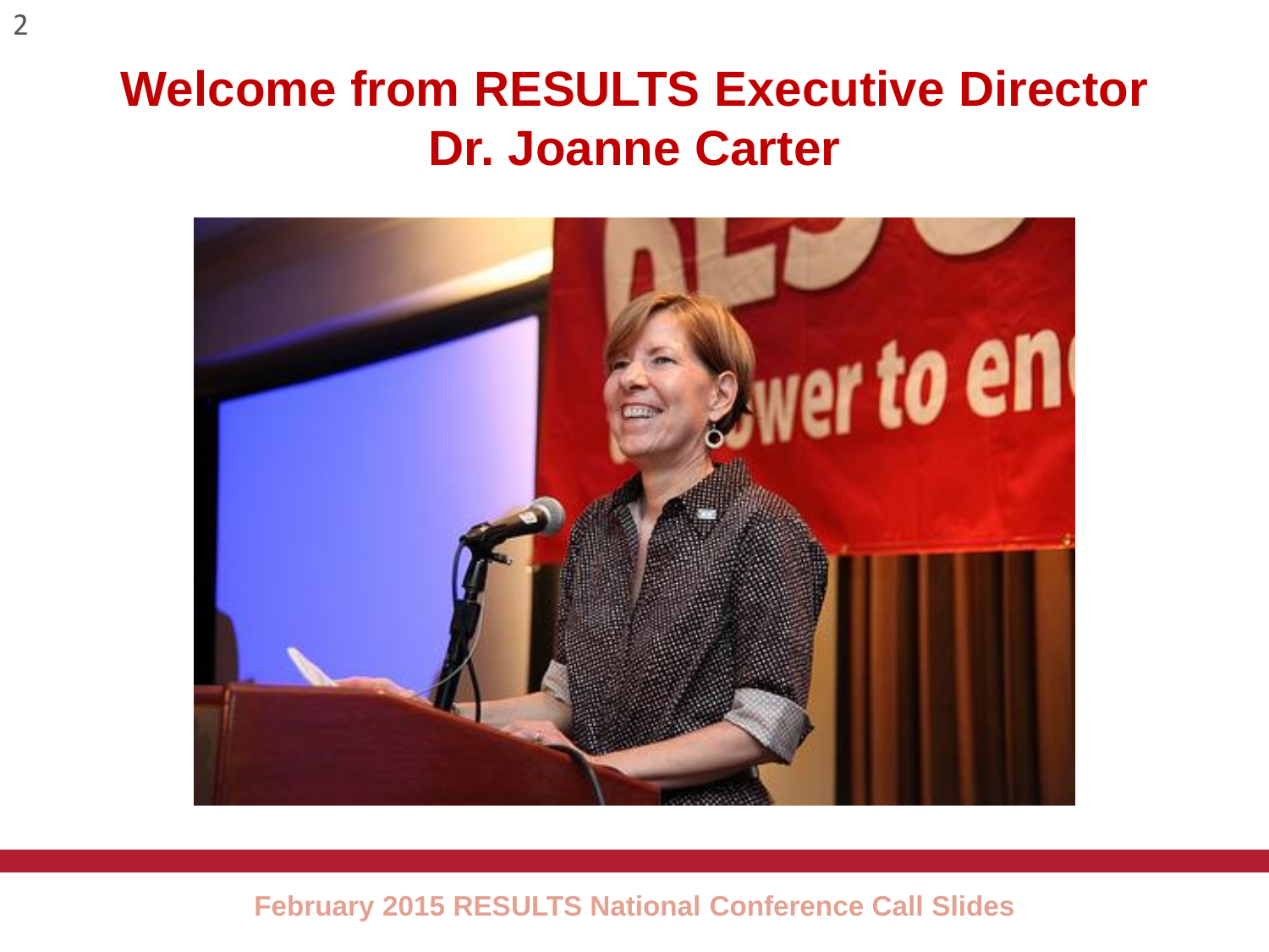# Welcome from RESULTS Executive Director Dr. Joanne Carter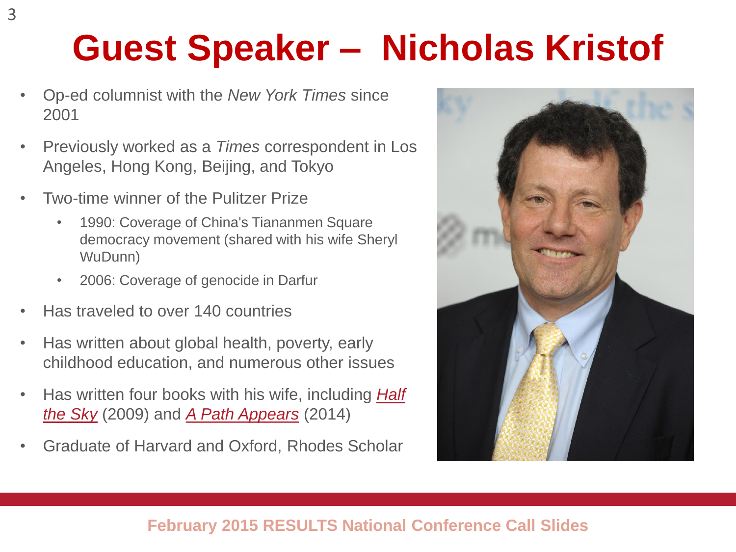# Guest Speaker – Nicholas Kristof

- Op-ed columnist with the *New York Times* since 2001
- Previously worked as a *Times* correspondent in Los Angeles, Hong Kong, Beijing, and Tokyo
- Two-time winner of the Pulitzer Prize
  - 1990: Coverage of China's Tiananmen Square democracy movement (shared with his wife Sheryl WuDunn)
  - 2006: Coverage of genocide in Darfur
- Has traveled to over 140 countries
- Has written about global health, poverty, early childhood education, and numerous other issues
- Has written four books with his wife, including *Half the Sky* (2009) and *A Path Appears* (2014)
- Graduate of Harvard and Oxford, Rhodes Scholar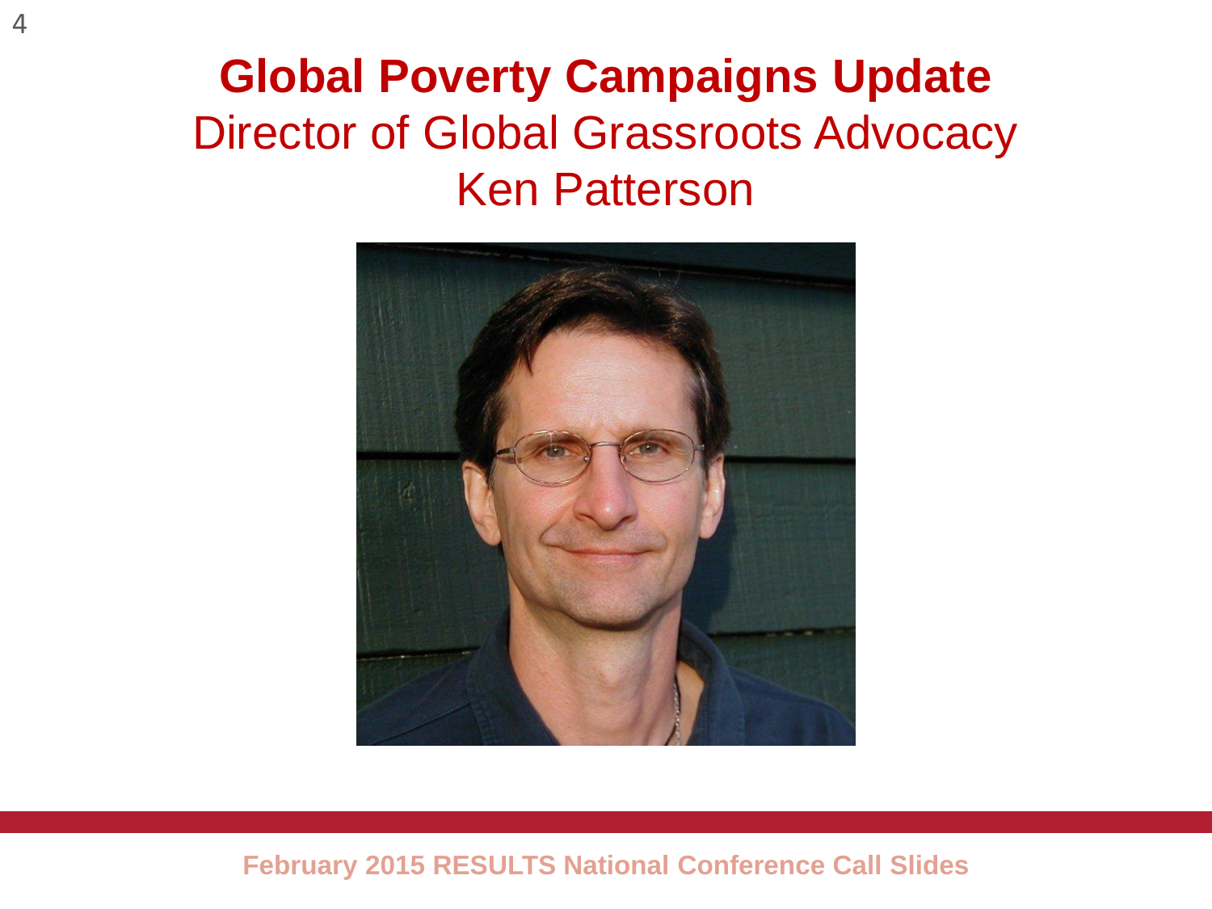# Global Poverty Campaigns Update

Director of Global Grassroots Advocacy

Ken Patterson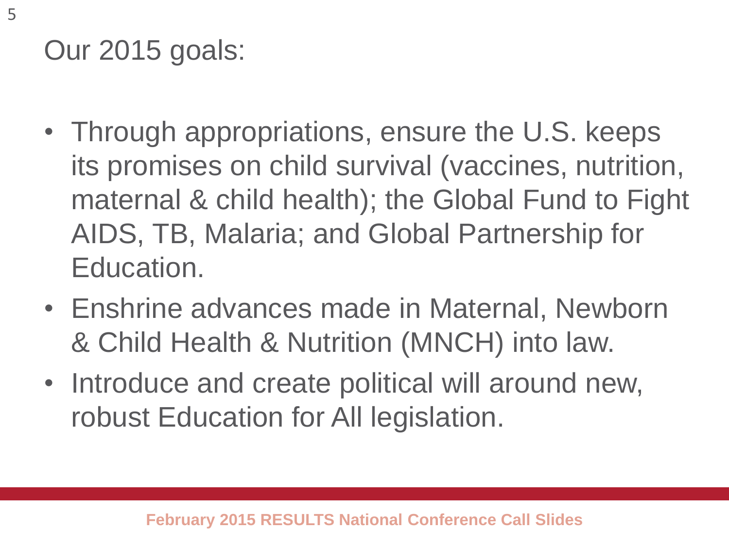# Our 2015 goals:

- Through appropriations, ensure the U.S. keeps its promises on child survival (vaccines, nutrition, maternal & child health); the Global Fund to Fight AIDS, TB, Malaria; and Global Partnership for Education.
- Enshrine advances made in Maternal, Newborn & Child Health & Nutrition (MNCH) into law.
- Introduce and create political will around new, robust Education for All legislation.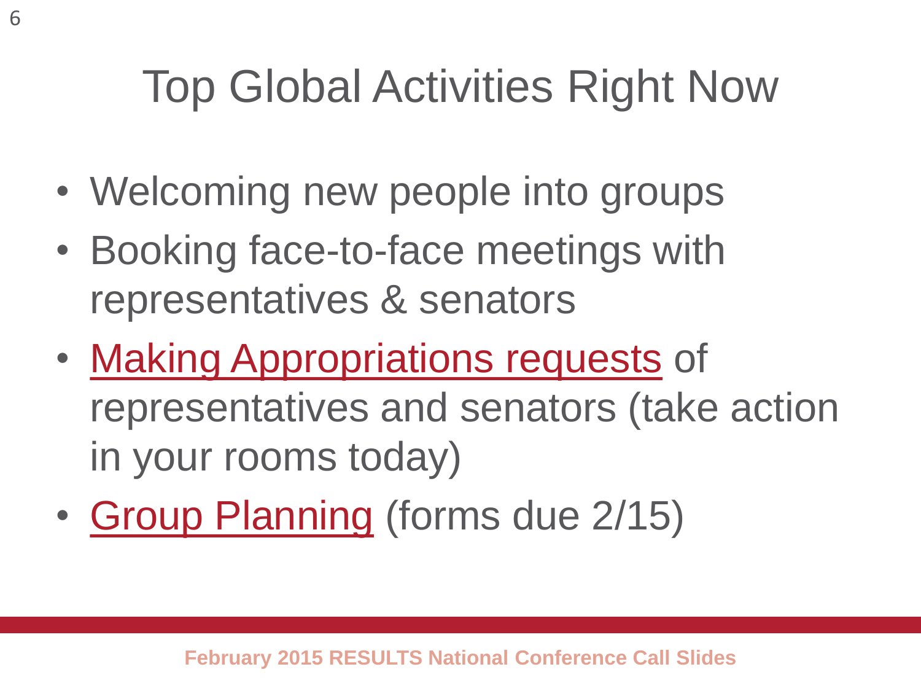# Top Global Activities Right Now

- Welcoming new people into groups
- Booking face-to-face meetings with representatives & senators
- Making Appropriations requests of representatives and senators (take action in your rooms today)
- Group Planning (forms due 2/15)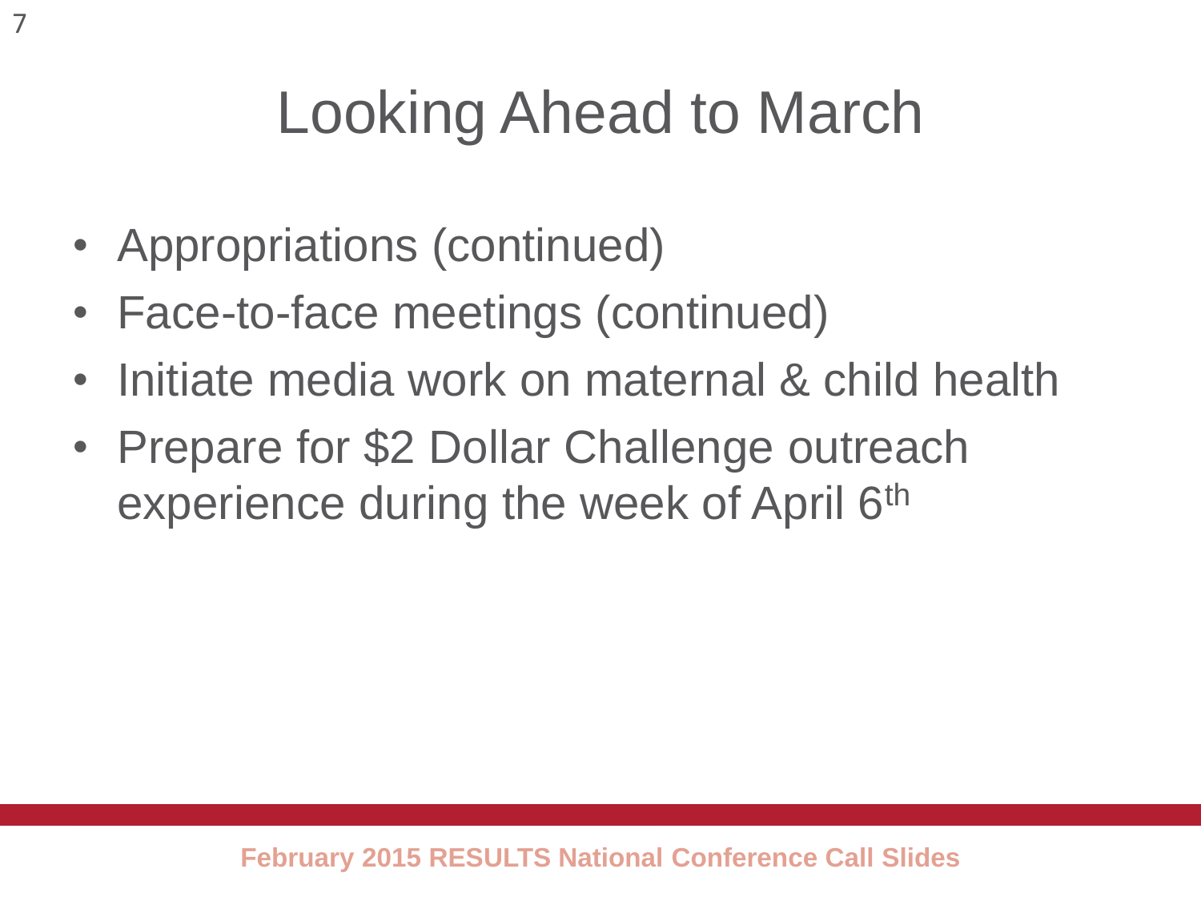# Looking Ahead to March

- Appropriations (continued)
- Face-to-face meetings (continued)
- Initiate media work on maternal & child health
- Prepare for $2 Dollar Challenge outreach experience during the week of April 6th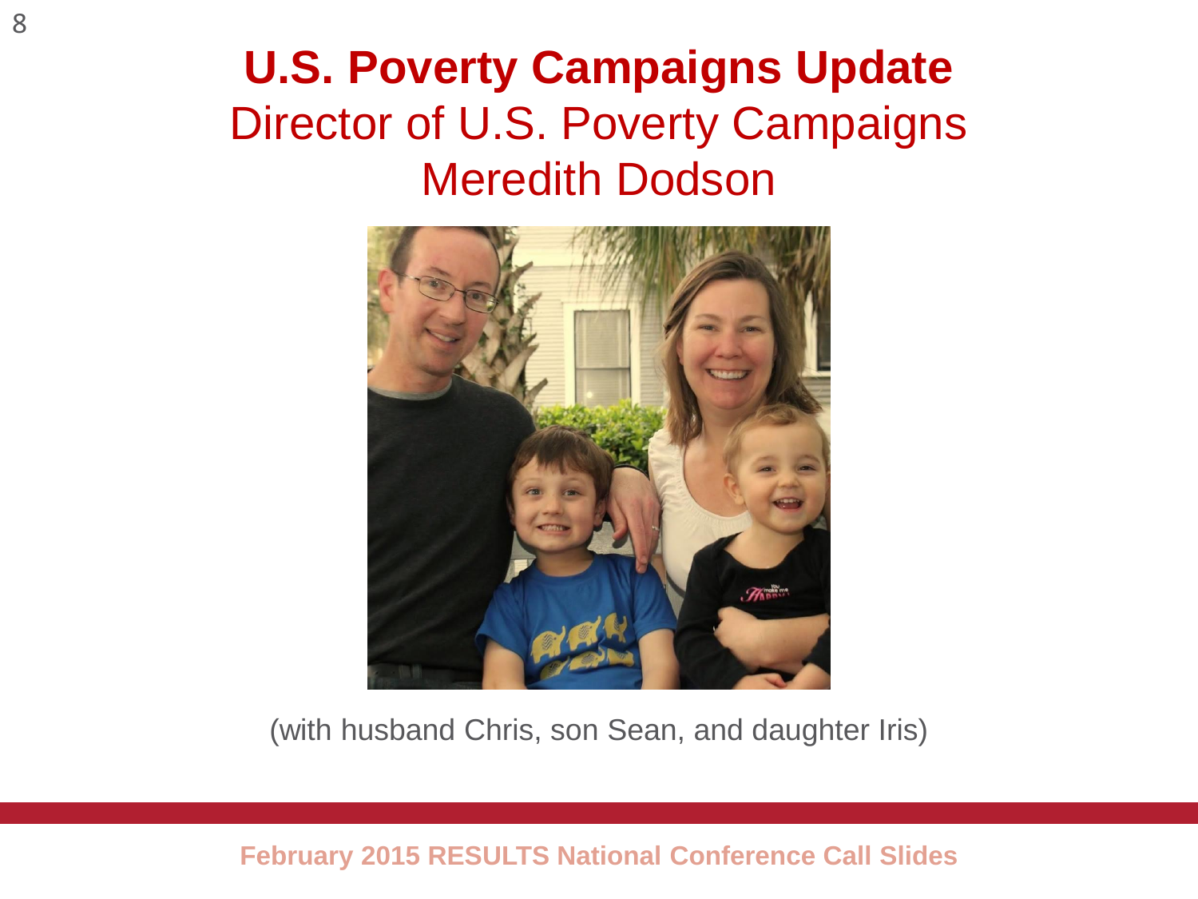# U.S. Poverty Campaigns Update

## Director of U.S. Poverty Campaigns

## Meredith Dodson

(with husband Chris, son Sean, and daughter Iris)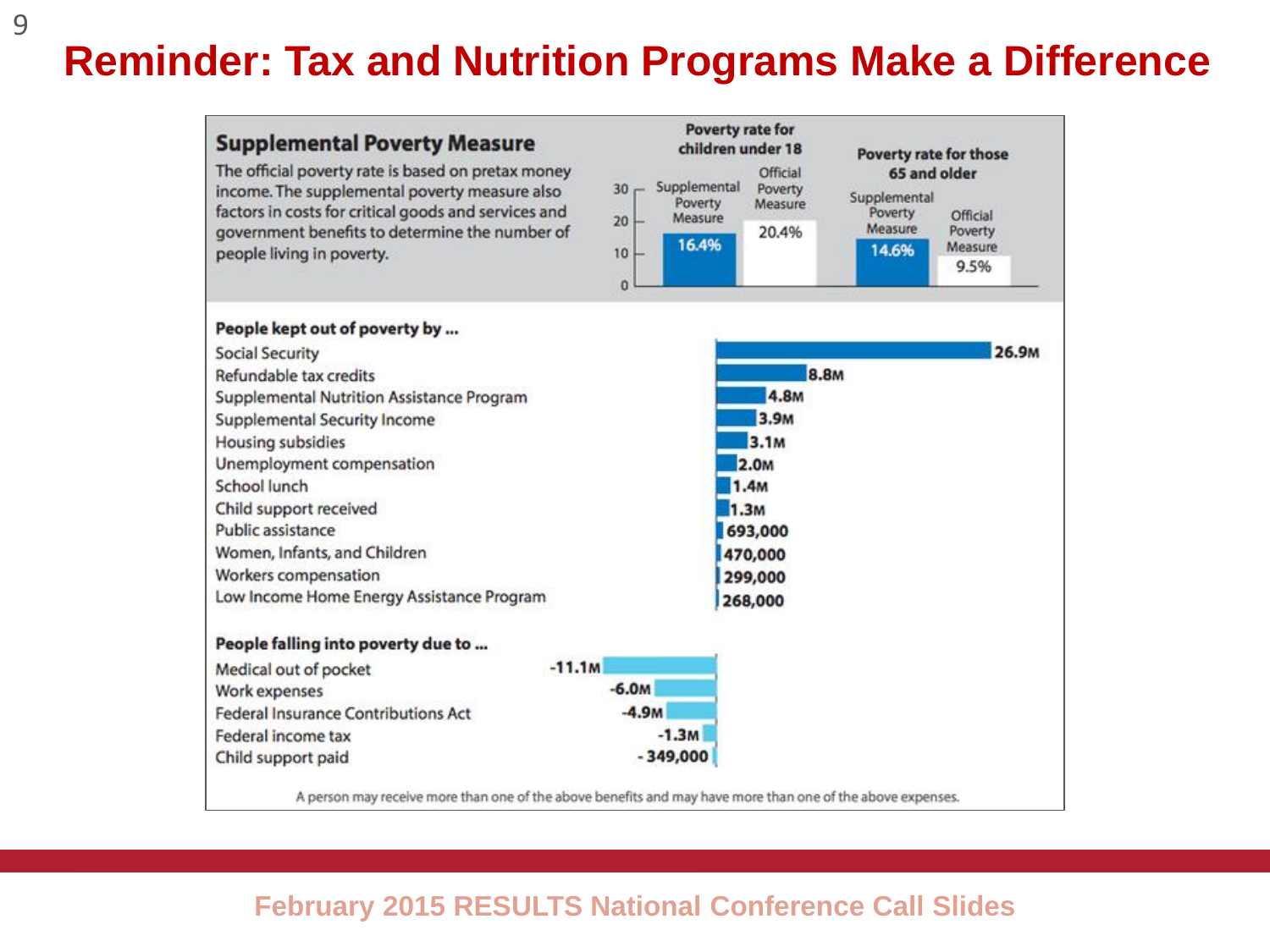# Reminder: Tax and Nutrition Programs Make a Difference

## Supplemental Poverty Measure

The official poverty rate is based on pretax money income. The supplemental poverty measure also factors in costs for critical goods and services and government benefits to determine the number of people living in poverty.

| | Supplemental Poverty Measure | Official Poverty Measure |
|---|---|---|
| Poverty rate for children under 18 | 16.4% | 20.4% |
| Poverty rate for those 65 and older | 14.6% | 9.5% |

**People kept out of poverty by ...**

| Program | People |
|---|---|
| Social Security | 26.9M |
| Refundable tax credits | 8.8M |
| Supplemental Nutrition Assistance Program | 4.8M |
| Supplemental Security Income | 3.9M |
| Housing subsidies | 3.1M |
| Unemployment compensation | 2.0M |
| School lunch | 1.4M |
| Child support received | 1.3M |
| Public assistance | 693,000 |
| Women, Infants, and Children | 470,000 |
| Workers compensation | 299,000 |
| Low Income Home Energy Assistance Program | 268,000 |

**People falling into poverty due to ...**

| Expense | People |
|---|---|
| Medical out of pocket | -11.1M |
| Work expenses | -6.0M |
| Federal Insurance Contributions Act | -4.9M |
| Federal income tax | -1.3M |
| Child support paid | -349,000 |

A person may receive more than one of the above benefits and may have more than one of the above expenses.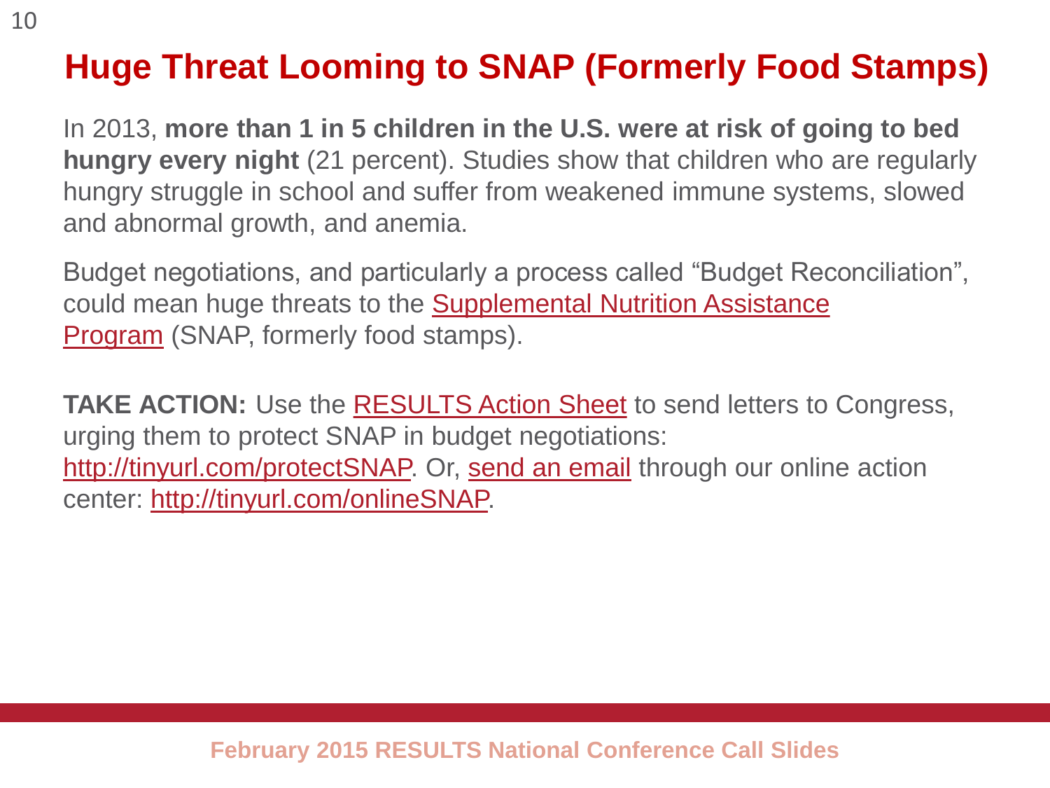# Huge Threat Looming to SNAP (Formerly Food Stamps)

In 2013, **more than 1 in 5 children in the U.S. were at risk of going to bed hungry every night** (21 percent). Studies show that children who are regularly hungry struggle in school and suffer from weakened immune systems, slowed and abnormal growth, and anemia.

Budget negotiations, and particularly a process called "Budget Reconciliation", could mean huge threats to the Supplemental Nutrition Assistance Program (SNAP, formerly food stamps).

**TAKE ACTION:** Use the RESULTS Action Sheet to send letters to Congress, urging them to protect SNAP in budget negotiations: http://tinyurl.com/protectSNAP. Or, send an email through our online action center: http://tinyurl.com/onlineSNAP.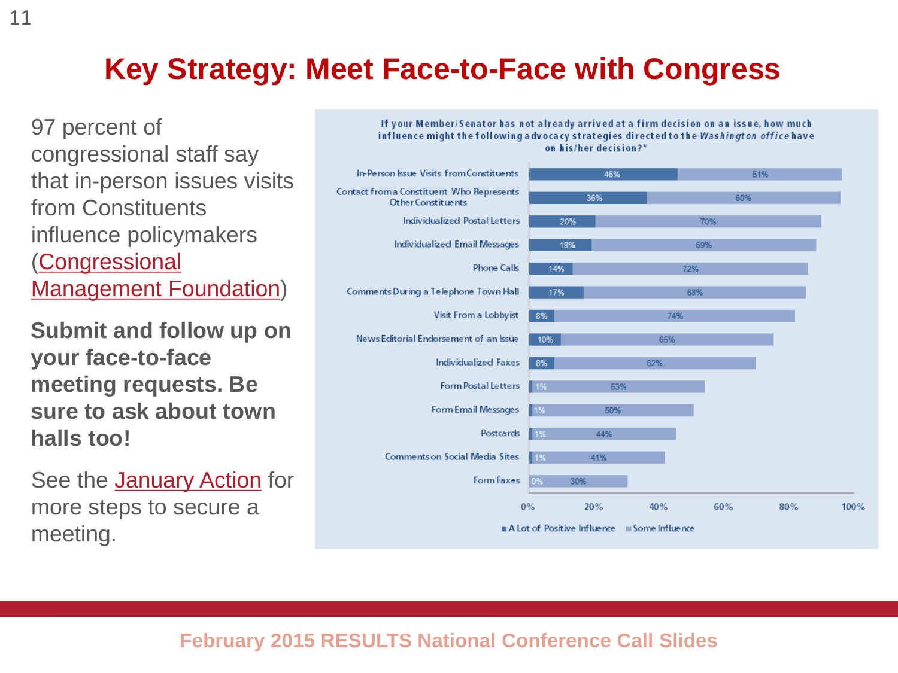# Key Strategy: Meet Face-to-Face with Congress

97 percent of congressional staff say that in-person issues visits from Constituents influence policymakers ([Congressional Management Foundation](#))

**Submit and follow up on your face-to-face meeting requests. Be sure to ask about town halls too!**

See the [January Action](#) for more steps to secure a meeting.

If your Member/Senator has not already arrived at a firm decision on an issue, how much influence might the following advocacy strategies directed to the *Washington office* have on his/her decision?*

| Strategy | A Lot of Positive Influence | Some Influence |
| --- | --- | --- |
| In-Person Issue Visits from Constituents | 46% | 51% |
| Contact from a Constituent Who Represents Other Constituents | 36% | 60% |
| Individualized Postal Letters | 20% | 70% |
| Individualized Email Messages | 19% | 69% |
| Phone Calls | 14% | 72% |
| Comments During a Telephone Town Hall | 17% | 68% |
| Visit From a Lobbyist | 8% | 74% |
| News Editorial Endorsement of an Issue | 10% | 65% |
| Individualized Faxes | 8% | 62% |
| Form Postal Letters | 1% | 53% |
| Form Email Messages | 1% | 50% |
| Postcards | 1% | 44% |
| Comments on Social Media Sites | 1% | 41% |
| Form Faxes | 0% | 30% |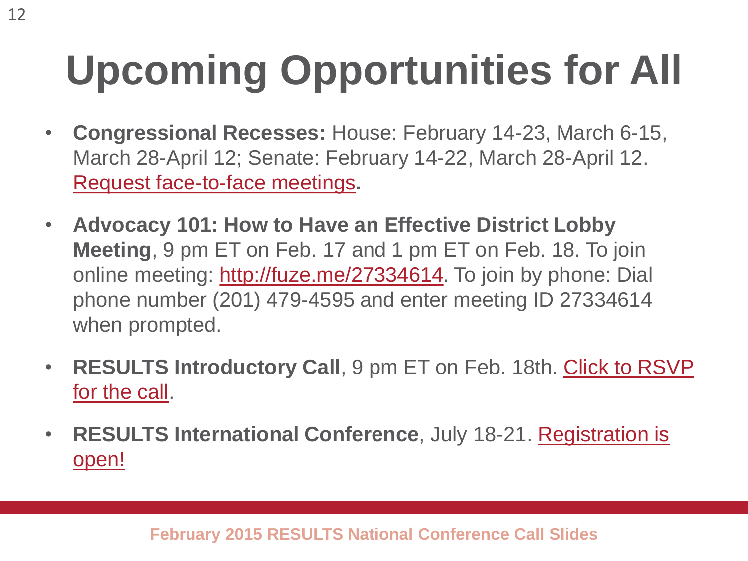# Upcoming Opportunities for All

- **Congressional Recesses:** House: February 14-23, March 6-15, March 28-April 12; Senate: February 14-22, March 28-April 12. Request face-to-face meetings**.**
- **Advocacy 101: How to Have an Effective District Lobby Meeting**, 9 pm ET on Feb. 17 and 1 pm ET on Feb. 18. To join online meeting: http://fuze.me/27334614. To join by phone: Dial phone number (201) 479-4595 and enter meeting ID 27334614 when prompted.
- **RESULTS Introductory Call**, 9 pm ET on Feb. 18th. Click to RSVP for the call.
- **RESULTS International Conference**, July 18-21. Registration is open!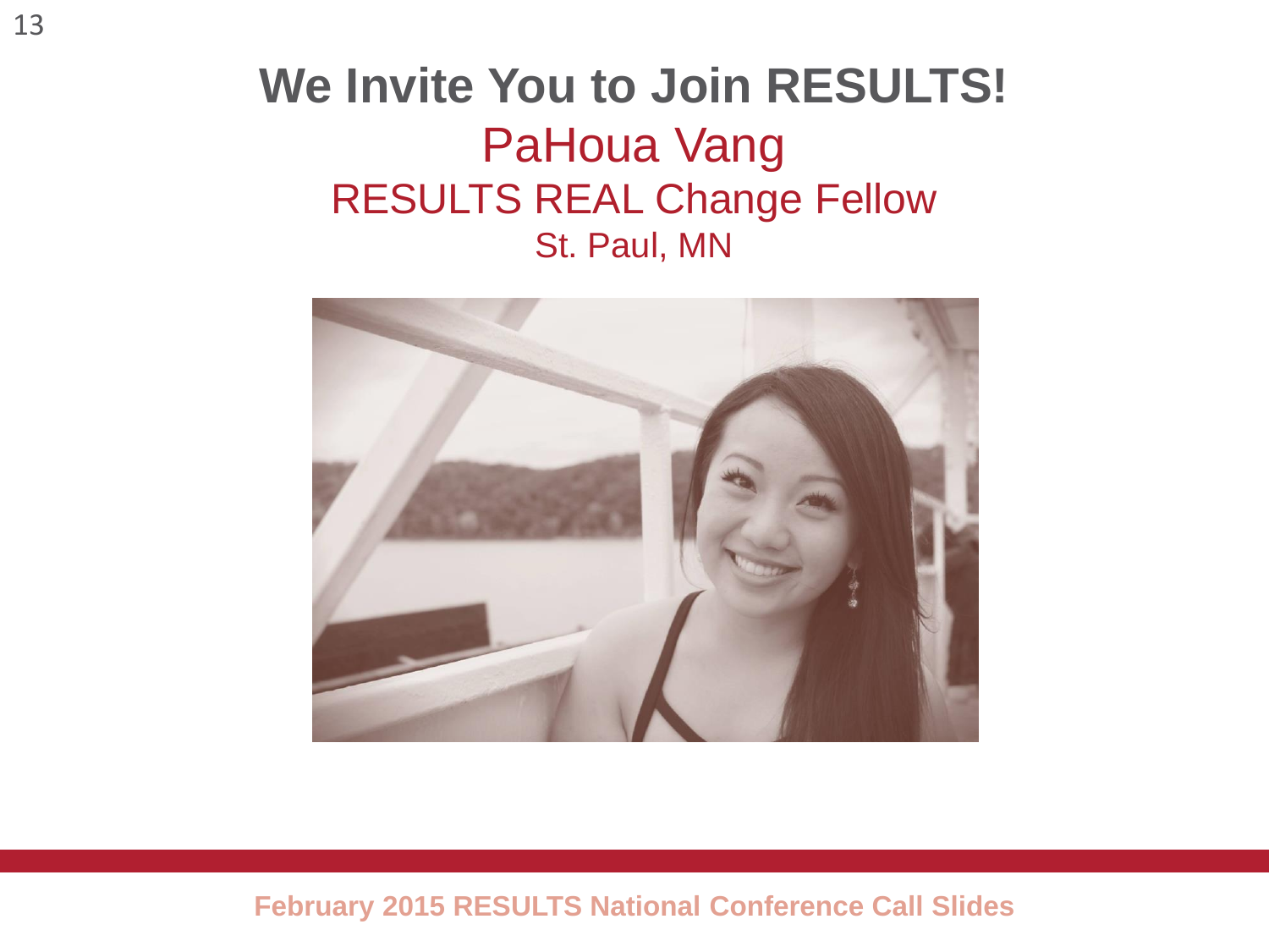# We Invite You to Join RESULTS!

## PaHoua Vang

### RESULTS REAL Change Fellow

St. Paul, MN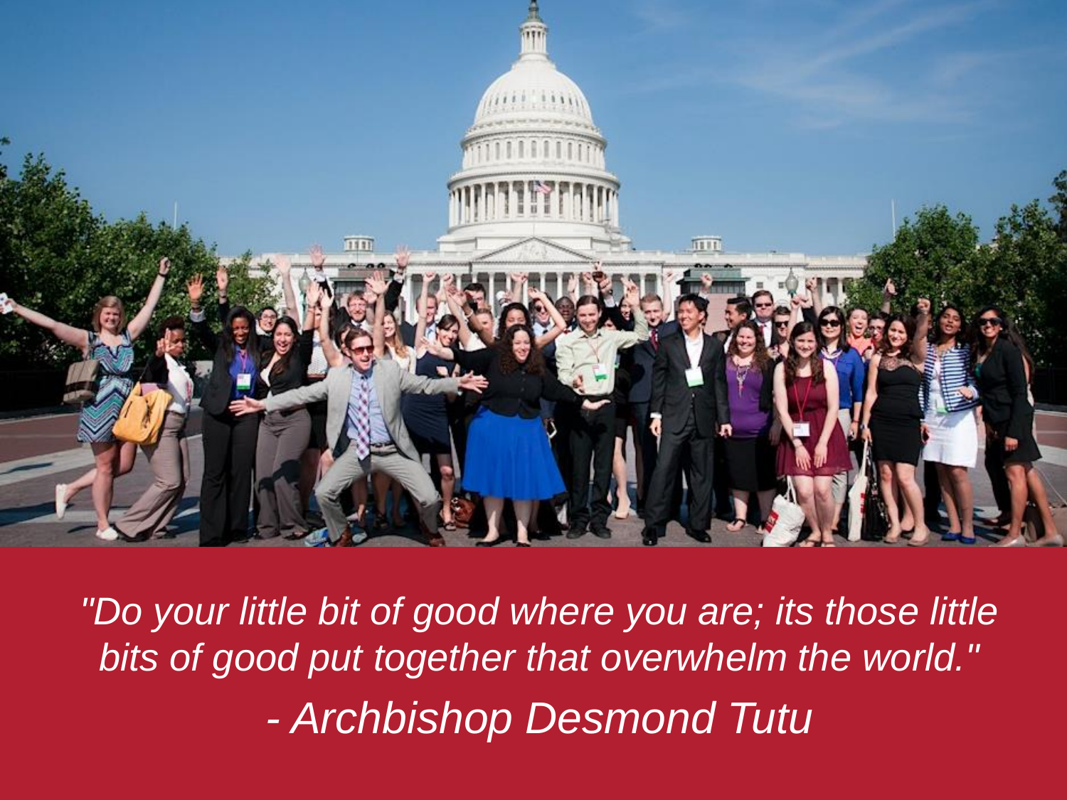*"Do your little bit of good where you are; its those little bits of good put together that overwhelm the world."*

*- Archbishop Desmond Tutu*